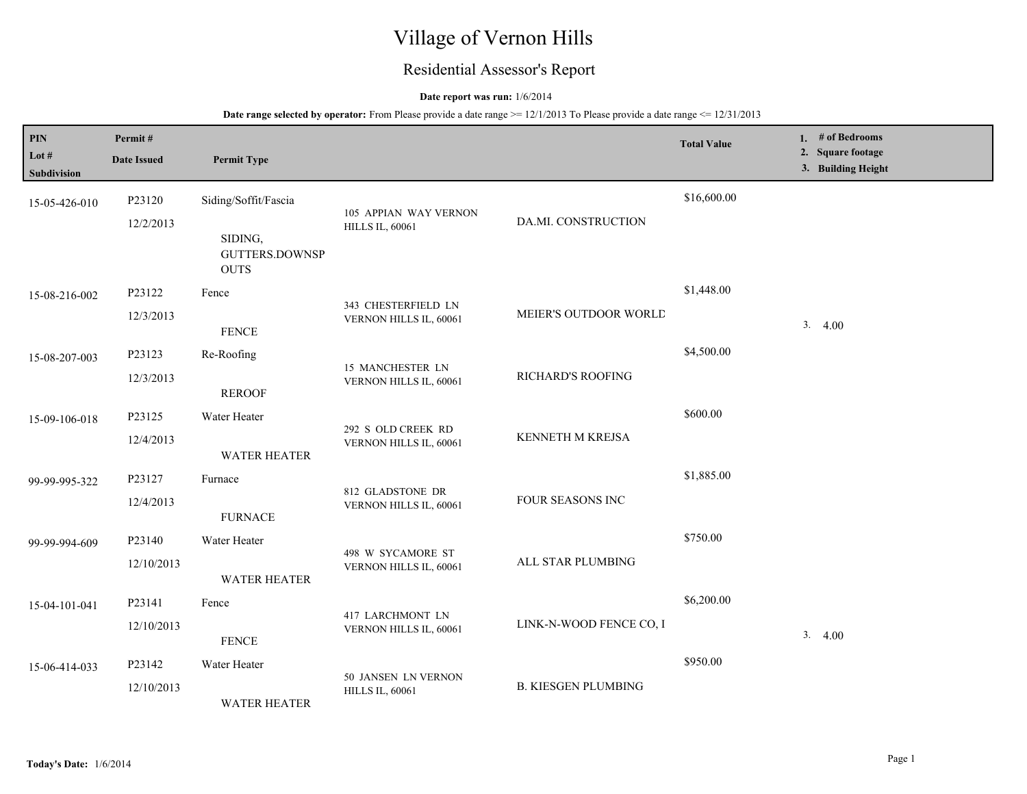# Village of Vernon Hills

## Residential Assessor's Report

**Date report was run:** 1/6/2014

**Date range selected by operator:** From Please provide a date range >= 12/1/2013 To Please provide a date range <= 12/31/2013

| PIN<br>Lot #<br>Subdivision | Permit #<br>Date Issued | Permit Type | | | Total Value | 1. # of Bedrooms<br>2. Square footage<br>3. Building Height |
|---|---|---|---|---|---|---|
| 15-05-426-010 | P23120<br>12/2/2013 | Siding/Soffit/Fascia<br>SIDING, GUTTERS.DOWNSPOUTS | 105 APPIAN WAY VERNON HILLS IL, 60061 | DA.MI. CONSTRUCTION | $16,600.00 | |
| 15-08-216-002 | P23122<br>12/3/2013 | Fence<br>FENCE | 343 CHESTERFIELD LN VERNON HILLS IL, 60061 | MEIER'S OUTDOOR WORLD | $1,448.00 | 3. 4.00 |
| 15-08-207-003 | P23123<br>12/3/2013 | Re-Roofing<br>REROOF | 15 MANCHESTER LN VERNON HILLS IL, 60061 | RICHARD'S ROOFING | $4,500.00 | |
| 15-09-106-018 | P23125<br>12/4/2013 | Water Heater<br>WATER HEATER | 292 S OLD CREEK RD VERNON HILLS IL, 60061 | KENNETH M KREJSA | $600.00 | |
| 99-99-995-322 | P23127<br>12/4/2013 | Furnace<br>FURNACE | 812 GLADSTONE DR VERNON HILLS IL, 60061 | FOUR SEASONS INC | $1,885.00 | |
| 99-99-994-609 | P23140<br>12/10/2013 | Water Heater<br>WATER HEATER | 498 W SYCAMORE ST VERNON HILLS IL, 60061 | ALL STAR PLUMBING | $750.00 | |
| 15-04-101-041 | P23141<br>12/10/2013 | Fence<br>FENCE | 417 LARCHMONT LN VERNON HILLS IL, 60061 | LINK-N-WOOD FENCE CO, I | $6,200.00 | 3. 4.00 |
| 15-06-414-033 | P23142<br>12/10/2013 | Water Heater<br>WATER HEATER | 50 JANSEN LN VERNON HILLS IL, 60061 | B. KIESGEN PLUMBING | $950.00 | |

**Today's Date:** 1/6/2014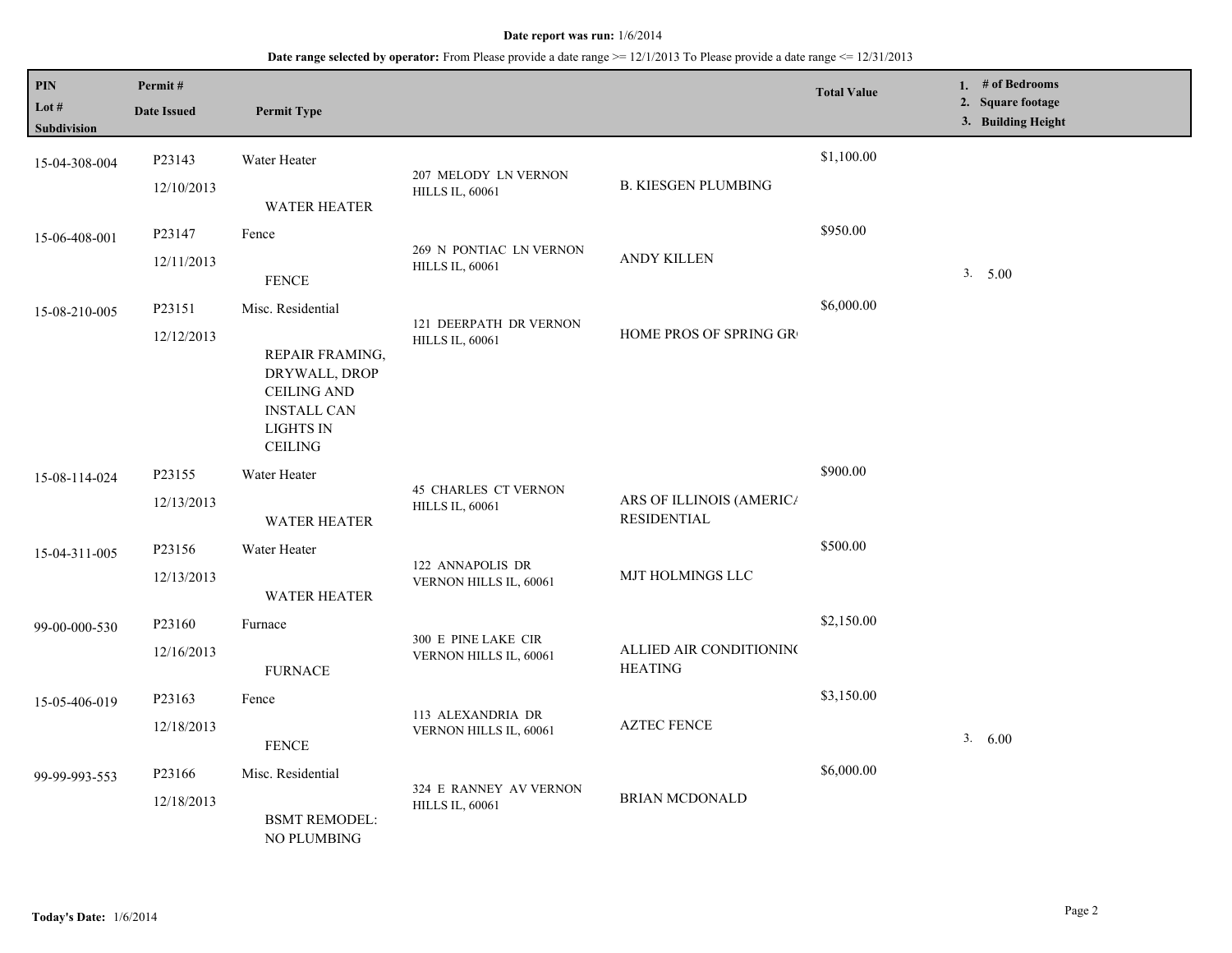**Date report was run:** 1/6/2014

**Date range selected by operator:** From Please provide a date range >= 12/1/2013 To Please provide a date range <= 12/31/2013

| PIN / Lot # / Subdivision | Permit # / Date Issued | Permit Type | Address | Contractor | Total Value | 1. # of Bedrooms 2. Square footage 3. Building Height |
|---|---|---|---|---|---|---|
| 15-04-308-004 | P23143 12/10/2013 | Water Heater WATER HEATER | 207 MELODY LN VERNON HILLS IL, 60061 | B. KIESGEN PLUMBING | $1,100.00 | |
| 15-06-408-001 | P23147 12/11/2013 | Fence FENCE | 269 N PONTIAC LN VERNON HILLS IL, 60061 | ANDY KILLEN | $950.00 | 3. 5.00 |
| 15-08-210-005 | P23151 12/12/2013 | Misc. Residential REPAIR FRAMING, DRYWALL, DROP CEILING AND INSTALL CAN LIGHTS IN CEILING | 121 DEERPATH DR VERNON HILLS IL, 60061 | HOME PROS OF SPRING GR | $6,000.00 | |
| 15-08-114-024 | P23155 12/13/2013 | Water Heater WATER HEATER | 45 CHARLES CT VERNON HILLS IL, 60061 | ARS OF ILLINOIS (AMERICA RESIDENTIAL | $900.00 | |
| 15-04-311-005 | P23156 12/13/2013 | Water Heater WATER HEATER | 122 ANNAPOLIS DR VERNON HILLS IL, 60061 | MJT HOLMINGS LLC | $500.00 | |
| 99-00-000-530 | P23160 12/16/2013 | Furnace FURNACE | 300 E PINE LAKE CIR VERNON HILLS IL, 60061 | ALLIED AIR CONDITIONING HEATING | $2,150.00 | |
| 15-05-406-019 | P23163 12/18/2013 | Fence FENCE | 113 ALEXANDRIA DR VERNON HILLS IL, 60061 | AZTEC FENCE | $3,150.00 | 3. 6.00 |
| 99-99-993-553 | P23166 12/18/2013 | Misc. Residential BSMT REMODEL: NO PLUMBING | 324 E RANNEY AV VERNON HILLS IL, 60061 | BRIAN MCDONALD | $6,000.00 | |

**Today's Date:** 1/6/2014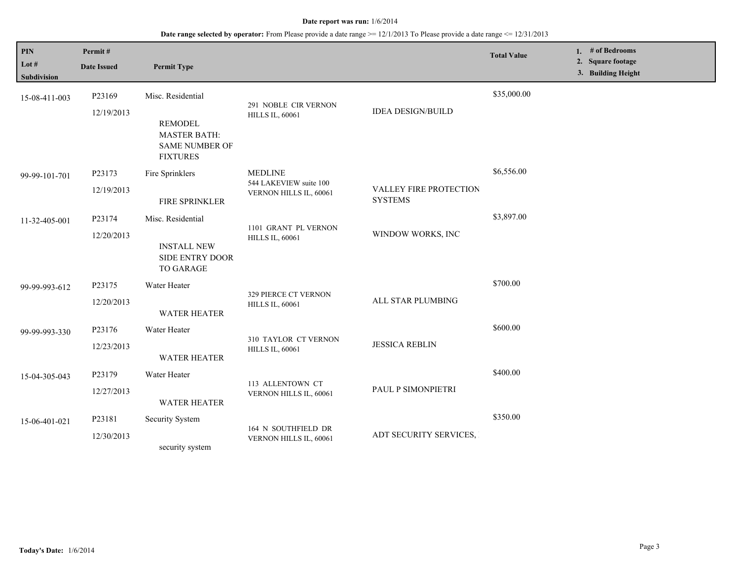**Date report was run:** 1/6/2014

**Date range selected by operator:** From Please provide a date range >= 12/1/2013 To Please provide a date range <= 12/31/2013

| PIN<br>Lot #<br>Subdivision | Permit #<br>Date Issued | Permit Type | | | Total Value | 1. # of Bedrooms<br>2. Square footage<br>3. Building Height |
|---|---|---|---|---|---|---|
| 15-08-411-003 | P23169<br>12/19/2013 | Misc. Residential<br>REMODEL MASTER BATH: SAME NUMBER OF FIXTURES | 291 NOBLE CIR VERNON HILLS IL, 60061 | IDEA DESIGN/BUILD | $35,000.00 | |
| 99-99-101-701 | P23173<br>12/19/2013 | Fire Sprinklers<br>FIRE SPRINKLER | MEDLINE<br>544 LAKEVIEW suite 100 VERNON HILLS IL, 60061 | VALLEY FIRE PROTECTION SYSTEMS | $6,556.00 | |
| 11-32-405-001 | P23174<br>12/20/2013 | Misc. Residential<br>INSTALL NEW SIDE ENTRY DOOR TO GARAGE | 1101 GRANT PL VERNON HILLS IL, 60061 | WINDOW WORKS, INC | $3,897.00 | |
| 99-99-993-612 | P23175<br>12/20/2013 | Water Heater<br>WATER HEATER | 329 PIERCE CT VERNON HILLS IL, 60061 | ALL STAR PLUMBING | $700.00 | |
| 99-99-993-330 | P23176<br>12/23/2013 | Water Heater<br>WATER HEATER | 310 TAYLOR CT VERNON HILLS IL, 60061 | JESSICA REBLIN | $600.00 | |
| 15-04-305-043 | P23179<br>12/27/2013 | Water Heater<br>WATER HEATER | 113 ALLENTOWN CT VERNON HILLS IL, 60061 | PAUL P SIMONPIETRI | $400.00 | |
| 15-06-401-021 | P23181<br>12/30/2013 | Security System<br>security system | 164 N SOUTHFIELD DR VERNON HILLS IL, 60061 | ADT SECURITY SERVICES, | $350.00 | |

**Today's Date:** 1/6/2014